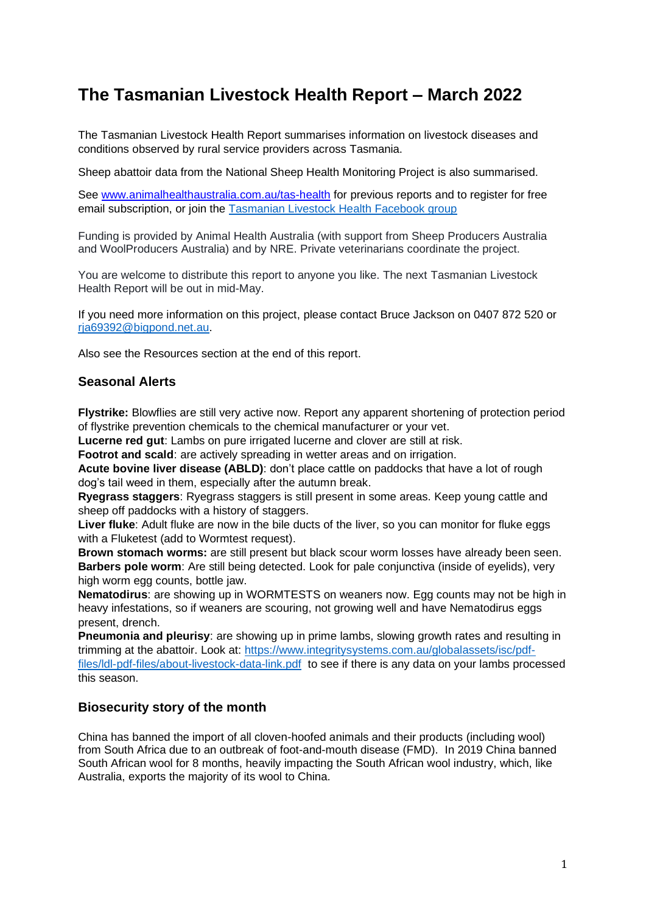# The Tasmanian Livestock Health Report – March 2022

The Tasmanian Livestock Health Report summarises information on livestock diseases and conditions observed by rural service providers across Tasmania.

Sheep abattoir data from the National Sheep Health Monitoring Project is also summarised.

See [www.animalhealthaustralia.com.au/tas-health](www.animalhealthaustralia.com.au/tas-health) for previous reports and to register for free email subscription, or join the [Tasmanian Livestock Health Facebook group](#)

Funding is provided by Animal Health Australia (with support from Sheep Producers Australia and WoolProducers Australia) and by NRE. Private veterinarians coordinate the project.

You are welcome to distribute this report to anyone you like. The next Tasmanian Livestock Health Report will be out in mid-May.

If you need more information on this project, please contact Bruce Jackson on 0407 872 520 or [rja69392@bigpond.net.au](mailto:rja69392@bigpond.net.au).

Also see the Resources section at the end of this report.

## Seasonal Alerts

**Flystrike:** Blowflies are still very active now. Report any apparent shortening of protection period of flystrike prevention chemicals to the chemical manufacturer or your vet.
**Lucerne red gut**: Lambs on pure irrigated lucerne and clover are still at risk.
**Footrot and scald**: are actively spreading in wetter areas and on irrigation.
**Acute bovine liver disease (ABLD)**: don't place cattle on paddocks that have a lot of rough dog's tail weed in them, especially after the autumn break.
**Ryegrass staggers**: Ryegrass staggers is still present in some areas. Keep young cattle and sheep off paddocks with a history of staggers.
**Liver fluke**: Adult fluke are now in the bile ducts of the liver, so you can monitor for fluke eggs with a Fluketest (add to Wormtest request).
**Brown stomach worms:** are still present but black scour worm losses have already been seen.
**Barbers pole worm**: Are still being detected. Look for pale conjunctiva (inside of eyelids), very high worm egg counts, bottle jaw.
**Nematodirus**: are showing up in WORMTESTS on weaners now. Egg counts may not be high in heavy infestations, so if weaners are scouring, not growing well and have Nematodirus eggs present, drench.
**Pneumonia and pleurisy**: are showing up in prime lambs, slowing growth rates and resulting in trimming at the abattoir. Look at: [https://www.integritysystems.com.au/globalassets/isc/pdf-files/ldl-pdf-files/about-livestock-data-link.pdf](https://www.integritysystems.com.au/globalassets/isc/pdf-files/ldl-pdf-files/about-livestock-data-link.pdf) to see if there is any data on your lambs processed this season.

## Biosecurity story of the month

China has banned the import of all cloven-hoofed animals and their products (including wool) from South Africa due to an outbreak of foot-and-mouth disease (FMD). In 2019 China banned South African wool for 8 months, heavily impacting the South African wool industry, which, like Australia, exports the majority of its wool to China.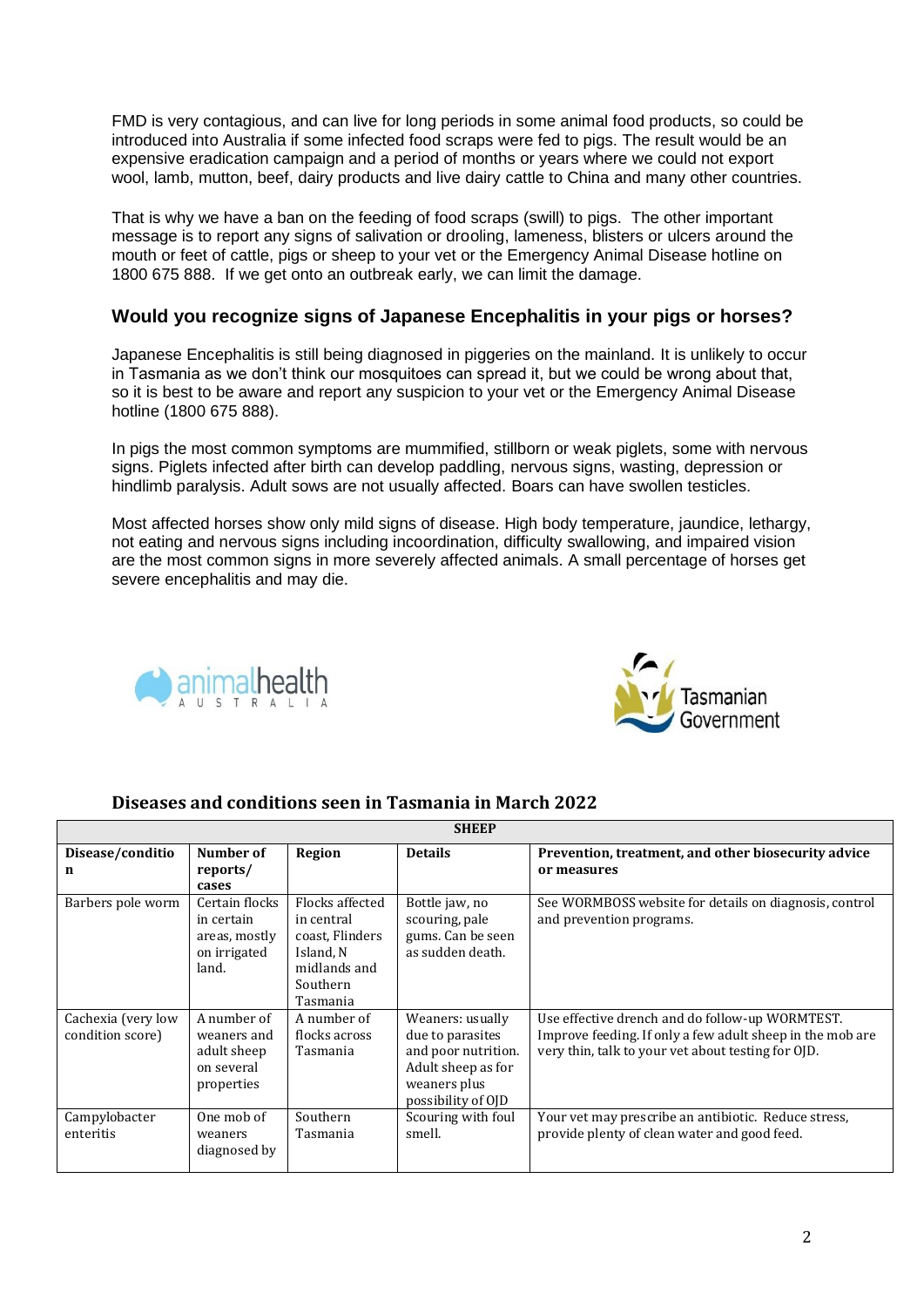FMD is very contagious, and can live for long periods in some animal food products, so could be introduced into Australia if some infected food scraps were fed to pigs. The result would be an expensive eradication campaign and a period of months or years where we could not export wool, lamb, mutton, beef, dairy products and live dairy cattle to China and many other countries.

That is why we have a ban on the feeding of food scraps (swill) to pigs. The other important message is to report any signs of salivation or drooling, lameness, blisters or ulcers around the mouth or feet of cattle, pigs or sheep to your vet or the Emergency Animal Disease hotline on 1800 675 888. If we get onto an outbreak early, we can limit the damage.

### Would you recognize signs of Japanese Encephalitis in your pigs or horses?

Japanese Encephalitis is still being diagnosed in piggeries on the mainland. It is unlikely to occur in Tasmania as we don't think our mosquitoes can spread it, but we could be wrong about that, so it is best to be aware and report any suspicion to your vet or the Emergency Animal Disease hotline (1800 675 888).

In pigs the most common symptoms are mummified, stillborn or weak piglets, some with nervous signs. Piglets infected after birth can develop paddling, nervous signs, wasting, depression or hindlimb paralysis. Adult sows are not usually affected. Boars can have swollen testicles.

Most affected horses show only mild signs of disease. High body temperature, jaundice, lethargy, not eating and nervous signs including incoordination, difficulty swallowing, and impaired vision are the most common signs in more severely affected animals. A small percentage of horses get severe encephalitis and may die.

### Diseases and conditions seen in Tasmania in March 2022

| **SHEEP** | | | | |
|---|---|---|---|---|
| **Disease/condition** | **Number of reports/ cases** | **Region** | **Details** | **Prevention, treatment, and other biosecurity advice or measures** |
| Barbers pole worm | Certain flocks in certain areas, mostly on irrigated land. | Flocks affected in central coast, Flinders Island, N midlands and Southern Tasmania | Bottle jaw, no scouring, pale gums. Can be seen as sudden death. | See WORMBOSS website for details on diagnosis, control and prevention programs. |
| Cachexia (very low condition score) | A number of weaners and adult sheep on several properties | A number of flocks across Tasmania | Weaners: usually due to parasites and poor nutrition. Adult sheep as for weaners plus possibility of OJD | Use effective drench and do follow-up WORMTEST. Improve feeding. If only a few adult sheep in the mob are very thin, talk to your vet about testing for OJD. |
| Campylobacter enteritis | One mob of weaners diagnosed by | Southern Tasmania | Scouring with foul smell. | Your vet may prescribe an antibiotic. Reduce stress, provide plenty of clean water and good feed. |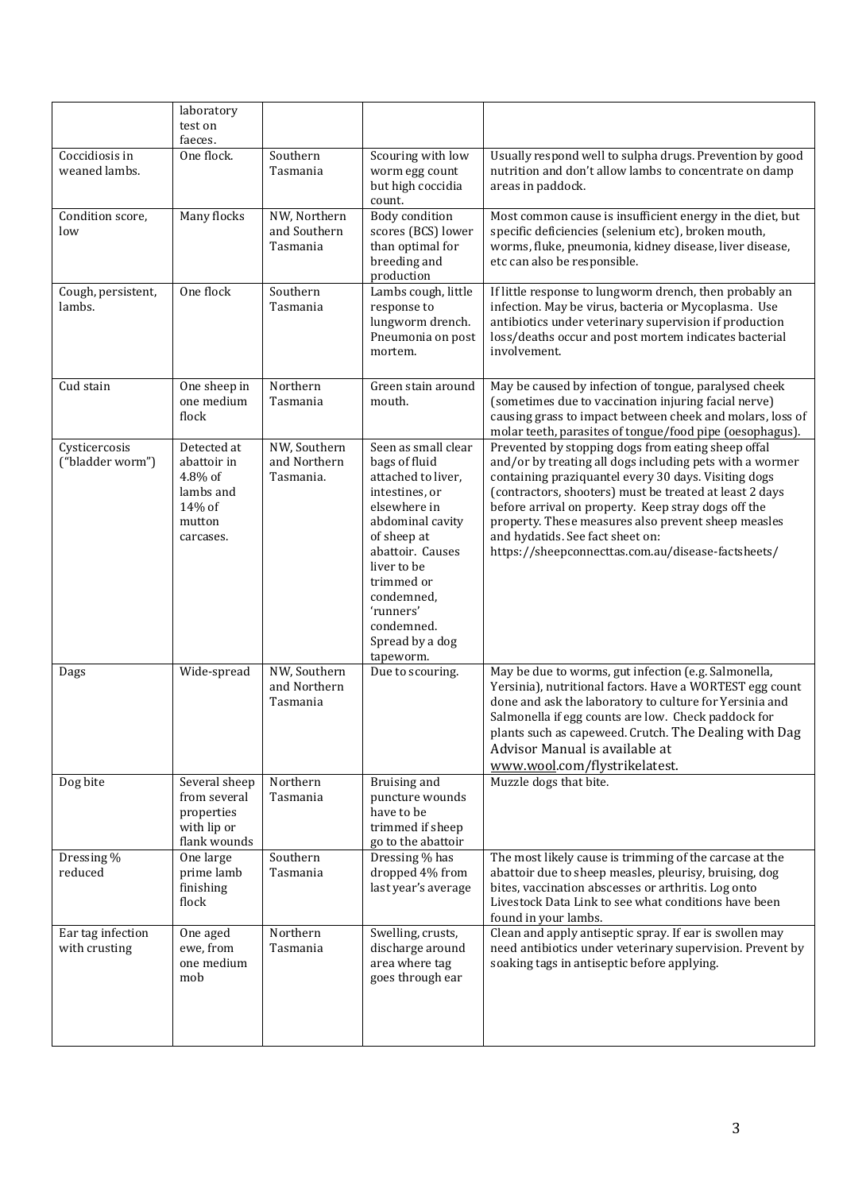| | laboratory test on faeces. | | | |
|---|---|---|---|---|
| Coccidiosis in weaned lambs. | One flock. | Southern Tasmania | Scouring with low worm egg count but high coccidia count. | Usually respond well to sulpha drugs. Prevention by good nutrition and don't allow lambs to concentrate on damp areas in paddock. |
| Condition score, low | Many flocks | NW, Northern and Southern Tasmania | Body condition scores (BCS) lower than optimal for breeding and production | Most common cause is insufficient energy in the diet, but specific deficiencies (selenium etc), broken mouth, worms, fluke, pneumonia, kidney disease, liver disease, etc can also be responsible. |
| Cough, persistent, lambs. | One flock | Southern Tasmania | Lambs cough, little response to lungworm drench. Pneumonia on post mortem. | If little response to lungworm drench, then probably an infection. May be virus, bacteria or Mycoplasma. Use antibiotics under veterinary supervision if production loss/deaths occur and post mortem indicates bacterial involvement. |
| Cud stain | One sheep in one medium flock | Northern Tasmania | Green stain around mouth. | May be caused by infection of tongue, paralysed cheek (sometimes due to vaccination injuring facial nerve) causing grass to impact between cheek and molars, loss of molar teeth, parasites of tongue/food pipe (oesophagus). |
| Cysticercosis ("bladder worm") | Detected at abattoir in 4.8% of lambs and 14% of mutton carcases. | NW, Southern and Northern Tasmania. | Seen as small clear bags of fluid attached to liver, intestines, or elsewhere in abdominal cavity of sheep at abattoir. Causes liver to be trimmed or condemned, 'runners' condemned. Spread by a dog tapeworm. | Prevented by stopping dogs from eating sheep offal and/or by treating all dogs including pets with a wormer containing praziquantel every 30 days. Visiting dogs (contractors, shooters) must be treated at least 2 days before arrival on property. Keep stray dogs off the property. These measures also prevent sheep measles and hydatids. See fact sheet on: https://sheepconnecttas.com.au/disease-factsheets/ |
| Dags | Wide-spread | NW, Southern and Northern Tasmania | Due to scouring. | May be due to worms, gut infection (e.g. Salmonella, Yersinia), nutritional factors. Have a WORTEST egg count done and ask the laboratory to culture for Yersinia and Salmonella if egg counts are low. Check paddock for plants such as capeweed. Crutch. The Dealing with Dag Advisor Manual is available at www.wool.com/flystrikelatest. |
| Dog bite | Several sheep from several properties with lip or flank wounds | Northern Tasmania | Bruising and puncture wounds have to be trimmed if sheep go to the abattoir | Muzzle dogs that bite. |
| Dressing % reduced | One large prime lamb finishing flock | Southern Tasmania | Dressing % has dropped 4% from last year's average | The most likely cause is trimming of the carcase at the abattoir due to sheep measles, pleurisy, bruising, dog bites, vaccination abscesses or arthritis. Log onto Livestock Data Link to see what conditions have been found in your lambs. |
| Ear tag infection with crusting | One aged ewe, from one medium mob | Northern Tasmania | Swelling, crusts, discharge around area where tag goes through ear | Clean and apply antiseptic spray. If ear is swollen may need antibiotics under veterinary supervision. Prevent by soaking tags in antiseptic before applying. |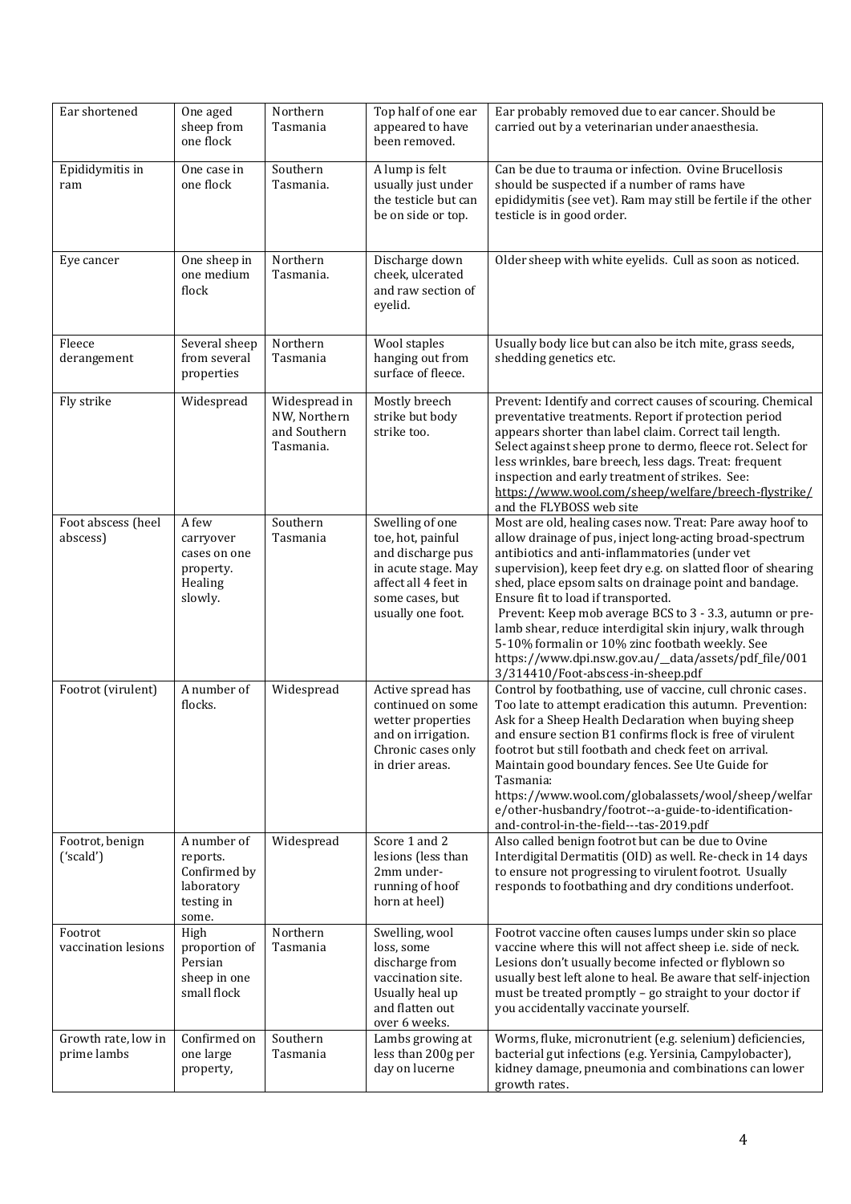| Ear shortened | One aged sheep from one flock | Northern Tasmania | Top half of one ear appeared to have been removed. | Ear probably removed due to ear cancer. Should be carried out by a veterinarian under anaesthesia. |
|---|---|---|---|---|
| Epididymitis in ram | One case in one flock | Southern Tasmania. | A lump is felt usually just under the testicle but can be on side or top. | Can be due to trauma or infection. Ovine Brucellosis should be suspected if a number of rams have epididymitis (see vet). Ram may still be fertile if the other testicle is in good order. |
| Eye cancer | One sheep in one medium flock | Northern Tasmania. | Discharge down cheek, ulcerated and raw section of eyelid. | Older sheep with white eyelids. Cull as soon as noticed. |
| Fleece derangement | Several sheep from several properties | Northern Tasmania | Wool staples hanging out from surface of fleece. | Usually body lice but can also be itch mite, grass seeds, shedding genetics etc. |
| Fly strike | Widespread | Widespread in NW, Northern and Southern Tasmania. | Mostly breech strike but body strike too. | Prevent: Identify and correct causes of scouring. Chemical preventative treatments. Report if protection period appears shorter than label claim. Correct tail length. Select against sheep prone to dermo, fleece rot. Select for less wrinkles, bare breech, less dags. Treat: frequent inspection and early treatment of strikes. See: https://www.wool.com/sheep/welfare/breech-flystrike/ and the FLYBOSS web site |
| Foot abscess (heel abscess) | A few carryover cases on one property. Healing slowly. | Southern Tasmania | Swelling of one toe, hot, painful and discharge pus in acute stage. May affect all 4 feet in some cases, but usually one foot. | Most are old, healing cases now. Treat: Pare away hoof to allow drainage of pus, inject long-acting broad-spectrum antibiotics and anti-inflammatories (under vet supervision), keep feet dry e.g. on slatted floor of shearing shed, place epsom salts on drainage point and bandage. Ensure fit to load if transported. Prevent: Keep mob average BCS to 3 - 3.3, autumn or pre-lamb shear, reduce interdigital skin injury, walk through 5-10% formalin or 10% zinc footbath weekly. See https://www.dpi.nsw.gov.au/__data/assets/pdf_file/0013/314410/Foot-abscess-in-sheep.pdf |
| Footrot (virulent) | A number of flocks. | Widespread | Active spread has continued on some wetter properties and on irrigation. Chronic cases only in drier areas. | Control by footbathing, use of vaccine, cull chronic cases. Too late to attempt eradication this autumn. Prevention: Ask for a Sheep Health Declaration when buying sheep and ensure section B1 confirms flock is free of virulent footrot but still footbath and check feet on arrival. Maintain good boundary fences. See Ute Guide for Tasmania: https://www.wool.com/globalassets/wool/sheep/welfare/other-husbandry/footrot--a-guide-to-identification-and-control-in-the-field---tas-2019.pdf |
| Footrot, benign ('scald') | A number of reports. Confirmed by laboratory testing in some. | Widespread | Score 1 and 2 lesions (less than 2mm under-running of hoof horn at heel) | Also called benign footrot but can be due to Ovine Interdigital Dermatitis (OID) as well. Re-check in 14 days to ensure not progressing to virulent footrot. Usually responds to footbathing and dry conditions underfoot. |
| Footrot vaccination lesions | High proportion of Persian sheep in one small flock | Northern Tasmania | Swelling, wool loss, some discharge from vaccination site. Usually heal up and flatten out over 6 weeks. | Footrot vaccine often causes lumps under skin so place vaccine where this will not affect sheep i.e. side of neck. Lesions don't usually become infected or flyblown so usually best left alone to heal. Be aware that self-injection must be treated promptly – go straight to your doctor if you accidentally vaccinate yourself. |
| Growth rate, low in prime lambs | Confirmed on one large property, | Southern Tasmania | Lambs growing at less than 200g per day on lucerne | Worms, fluke, micronutrient (e.g. selenium) deficiencies, bacterial gut infections (e.g. Yersinia, Campylobacter), kidney damage, pneumonia and combinations can lower growth rates. |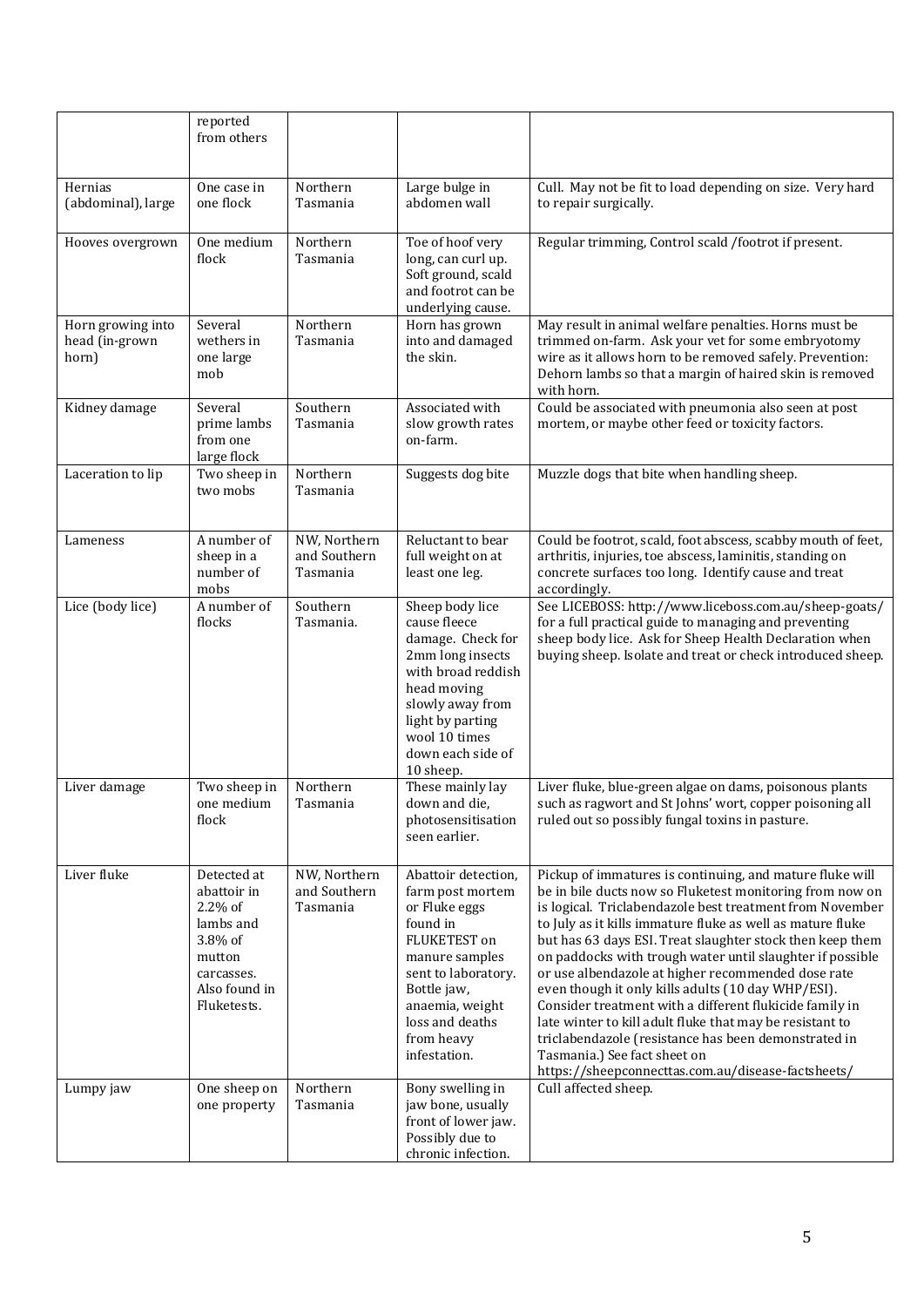| | reported from others | | | |
|---|---|---|---|---|
| Hernias (abdominal), large | One case in one flock | Northern Tasmania | Large bulge in abdomen wall | Cull. May not be fit to load depending on size. Very hard to repair surgically. |
| Hooves overgrown | One medium flock | Northern Tasmania | Toe of hoof very long, can curl up. Soft ground, scald and footrot can be underlying cause. | Regular trimming, Control scald /footrot if present. |
| Horn growing into head (in-grown horn) | Several wethers in one large mob | Northern Tasmania | Horn has grown into and damaged the skin. | May result in animal welfare penalties. Horns must be trimmed on-farm. Ask your vet for some embryotomy wire as it allows horn to be removed safely. Prevention: Dehorn lambs so that a margin of haired skin is removed with horn. |
| Kidney damage | Several prime lambs from one large flock | Southern Tasmania | Associated with slow growth rates on-farm. | Could be associated with pneumonia also seen at post mortem, or maybe other feed or toxicity factors. |
| Laceration to lip | Two sheep in two mobs | Northern Tasmania | Suggests dog bite | Muzzle dogs that bite when handling sheep. |
| Lameness | A number of sheep in a number of mobs | NW, Northern and Southern Tasmania | Reluctant to bear full weight on at least one leg. | Could be footrot, scald, foot abscess, scabby mouth of feet, arthritis, injuries, toe abscess, laminitis, standing on concrete surfaces too long. Identify cause and treat accordingly. |
| Lice (body lice) | A number of flocks | Southern Tasmania. | Sheep body lice cause fleece damage. Check for 2mm long insects with broad reddish head moving slowly away from light by parting wool 10 times down each side of 10 sheep. | See LICEBOSS: http://www.liceboss.com.au/sheep-goats/ for a full practical guide to managing and preventing sheep body lice. Ask for Sheep Health Declaration when buying sheep. Isolate and treat or check introduced sheep. |
| Liver damage | Two sheep in one medium flock | Northern Tasmania | These mainly lay down and die, photosensitisation seen earlier. | Liver fluke, blue-green algae on dams, poisonous plants such as ragwort and St Johns' wort, copper poisoning all ruled out so possibly fungal toxins in pasture. |
| Liver fluke | Detected at abattoir in 2.2% of lambs and 3.8% of mutton carcasses. Also found in Fluketests. | NW, Northern and Southern Tasmania | Abattoir detection, farm post mortem or Fluke eggs found in FLUKETEST on manure samples sent to laboratory. Bottle jaw, anaemia, weight loss and deaths from heavy infestation. | Pickup of immatures is continuing, and mature fluke will be in bile ducts now so Fluketest monitoring from now on is logical. Triclabendazole best treatment from November to July as it kills immature fluke as well as mature fluke but has 63 days ESI. Treat slaughter stock then keep them on paddocks with trough water until slaughter if possible or use albendazole at higher recommended dose rate even though it only kills adults (10 day WHP/ESI). Consider treatment with a different flukicide family in late winter to kill adult fluke that may be resistant to triclabendazole (resistance has been demonstrated in Tasmania.) See fact sheet on https://sheepconnecttas.com.au/disease-factsheets/ |
| Lumpy jaw | One sheep on one property | Northern Tasmania | Bony swelling in jaw bone, usually front of lower jaw. Possibly due to chronic infection. | Cull affected sheep. |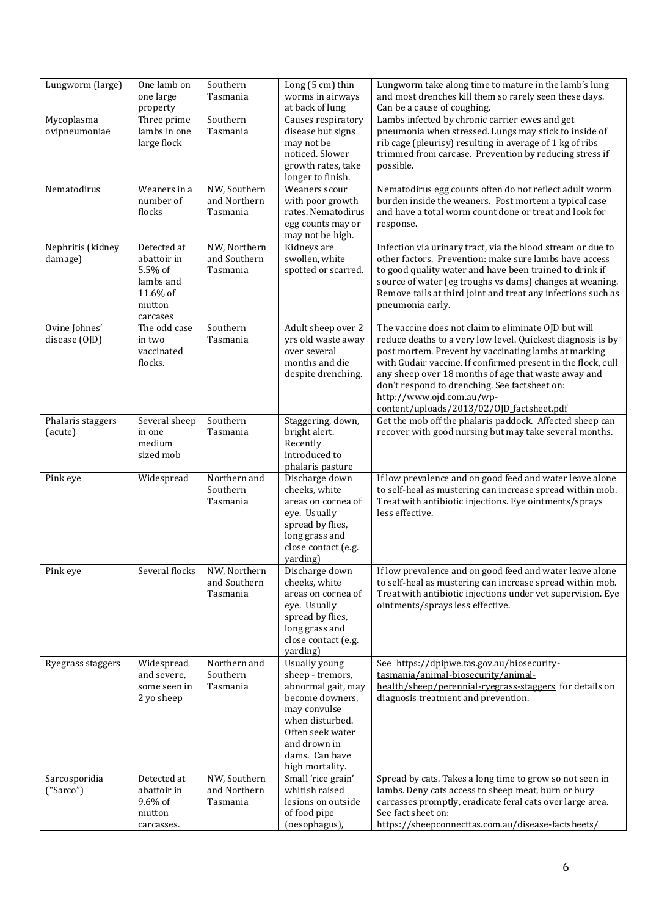| Lungworm (large) | One lamb on one large property | Southern Tasmania | Long (5 cm) thin worms in airways at back of lung | Lungworm take along time to mature in the lamb's lung and most drenches kill them so rarely seen these days. Can be a cause of coughing. |
|---|---|---|---|---|
| Mycoplasma ovipneumoniae | Three prime lambs in one large flock | Southern Tasmania | Causes respiratory disease but signs may not be noticed. Slower growth rates, take longer to finish. | Lambs infected by chronic carrier ewes and get pneumonia when stressed. Lungs may stick to inside of rib cage (pleurisy) resulting in average of 1 kg of ribs trimmed from carcase. Prevention by reducing stress if possible. |
| Nematodirus | Weaners in a number of flocks | NW, Southern and Northern Tasmania | Weaners scour with poor growth rates. Nematodirus egg counts may or may not be high. | Nematodirus egg counts often do not reflect adult worm burden inside the weaners. Post mortem a typical case and have a total worm count done or treat and look for response. |
| Nephritis (kidney damage) | Detected at abattoir in 5.5% of lambs and 11.6% of mutton carcases | NW, Northern and Southern Tasmania | Kidneys are swollen, white spotted or scarred. | Infection via urinary tract, via the blood stream or due to other factors. Prevention: make sure lambs have access to good quality water and have been trained to drink if source of water (eg troughs vs dams) changes at weaning. Remove tails at third joint and treat any infections such as pneumonia early. |
| Ovine Johnes' disease (OJD) | The odd case in two vaccinated flocks. | Southern Tasmania | Adult sheep over 2 yrs old waste away over several months and die despite drenching. | The vaccine does not claim to eliminate OJD but will reduce deaths to a very low level. Quickest diagnosis is by post mortem. Prevent by vaccinating lambs at marking with Gudair vaccine. If confirmed present in the flock, cull any sheep over 18 months of age that waste away and don't respond to drenching. See factsheet on: http://www.ojd.com.au/wp-content/uploads/2013/02/OJD_factsheet.pdf |
| Phalaris staggers (acute) | Several sheep in one medium sized mob | Southern Tasmania | Staggering, down, bright alert. Recently introduced to phalaris pasture | Get the mob off the phalaris paddock. Affected sheep can recover with good nursing but may take several months. |
| Pink eye | Widespread | Northern and Southern Tasmania | Discharge down cheeks, white areas on cornea of eye. Usually spread by flies, long grass and close contact (e.g. yarding) | If low prevalence and on good feed and water leave alone to self-heal as mustering can increase spread within mob. Treat with antibiotic injections. Eye ointments/sprays less effective. |
| Pink eye | Several flocks | NW, Northern and Southern Tasmania | Discharge down cheeks, white areas on cornea of eye. Usually spread by flies, long grass and close contact (e.g. yarding) | If low prevalence and on good feed and water leave alone to self-heal as mustering can increase spread within mob. Treat with antibiotic injections under vet supervision. Eye ointments/sprays less effective. |
| Ryegrass staggers | Widespread and severe, some seen in 2 yo sheep | Northern and Southern Tasmania | Usually young sheep - tremors, abnormal gait, may become downers, may convulse when disturbed. Often seek water and drown in dams. Can have high mortality. | See https://dpipwe.tas.gov.au/biosecurity-tasmania/animal-biosecurity/animal-health/sheep/perennial-ryegrass-staggers for details on diagnosis treatment and prevention. |
| Sarcosporidia ("Sarco") | Detected at abattoir in 9.6% of mutton carcasses. | NW, Southern and Northern Tasmania | Small 'rice grain' whitish raised lesions on outside of food pipe (oesophagus), | Spread by cats. Takes a long time to grow so not seen in lambs. Deny cats access to sheep meat, burn or bury carcasses promptly, eradicate feral cats over large area. See fact sheet on: https://sheepconnecttas.com.au/disease-factsheets/ |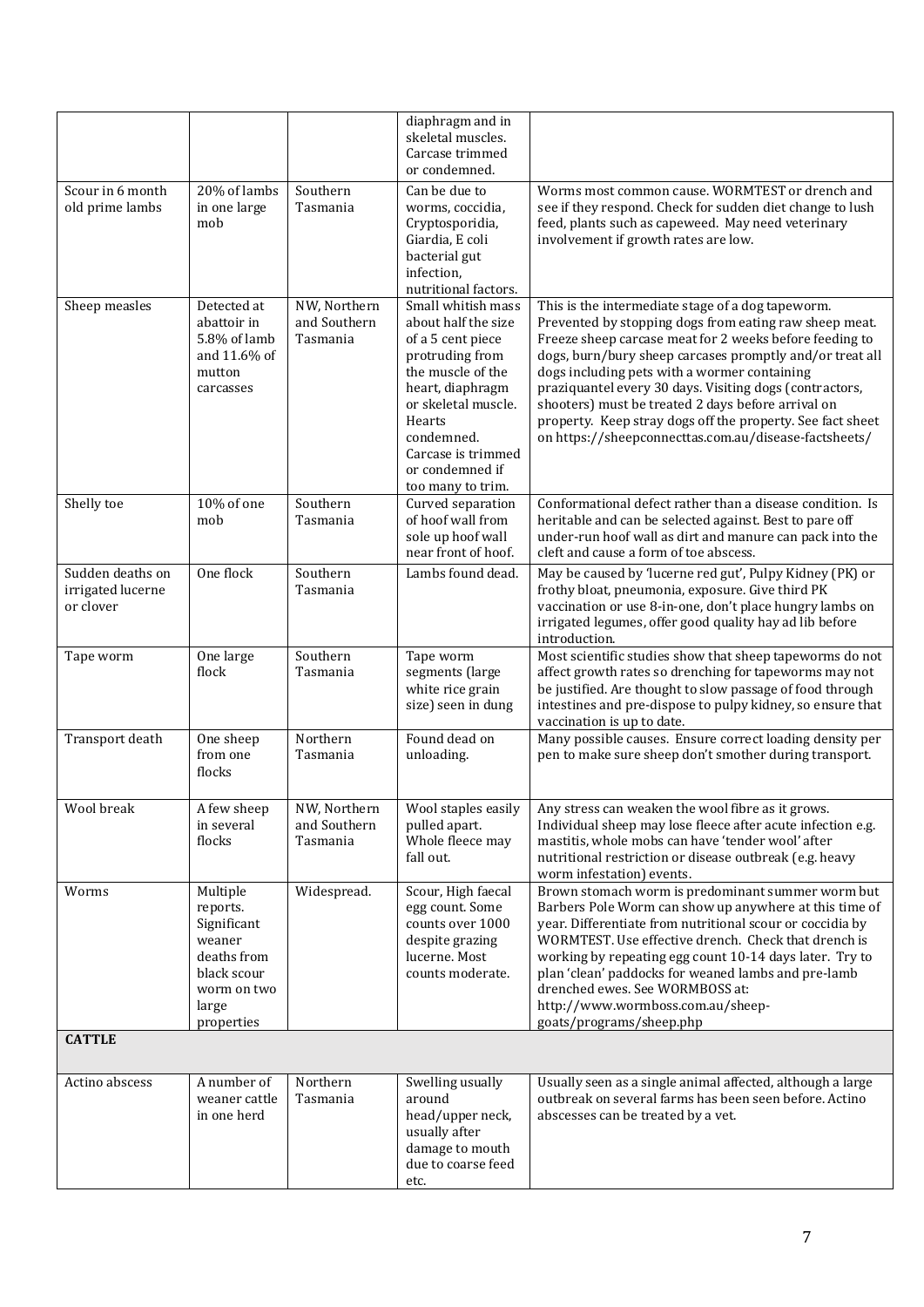| | | | | |
|---|---|---|---|---|
| | | | diaphragm and in skeletal muscles. Carcase trimmed or condemned. | |
| Scour in 6 month old prime lambs | 20% of lambs in one large mob | Southern Tasmania | Can be due to worms, coccidia, Cryptosporidia, Giardia, E coli bacterial gut infection, nutritional factors. | Worms most common cause. WORMTEST or drench and see if they respond. Check for sudden diet change to lush feed, plants such as capeweed. May need veterinary involvement if growth rates are low. |
| Sheep measles | Detected at abattoir in 5.8% of lamb and 11.6% of mutton carcasses | NW, Northern and Southern Tasmania | Small whitish mass about half the size of a 5 cent piece protruding from the muscle of the heart, diaphragm or skeletal muscle. Hearts condemned. Carcase is trimmed or condemned if too many to trim. | This is the intermediate stage of a dog tapeworm. Prevented by stopping dogs from eating raw sheep meat. Freeze sheep carcase meat for 2 weeks before feeding to dogs, burn/bury sheep carcases promptly and/or treat all dogs including pets with a wormer containing praziquantel every 30 days. Visiting dogs (contractors, shooters) must be treated 2 days before arrival on property. Keep stray dogs off the property. See fact sheet on https://sheepconnecttas.com.au/disease-factsheets/ |
| Shelly toe | 10% of one mob | Southern Tasmania | Curved separation of hoof wall from sole up hoof wall near front of hoof. | Conformational defect rather than a disease condition. Is heritable and can be selected against. Best to pare off under-run hoof wall as dirt and manure can pack into the cleft and cause a form of toe abscess. |
| Sudden deaths on irrigated lucerne or clover | One flock | Southern Tasmania | Lambs found dead. | May be caused by 'lucerne red gut', Pulpy Kidney (PK) or frothy bloat, pneumonia, exposure. Give third PK vaccination or use 8-in-one, don't place hungry lambs on irrigated legumes, offer good quality hay ad lib before introduction. |
| Tape worm | One large flock | Southern Tasmania | Tape worm segments (large white rice grain size) seen in dung | Most scientific studies show that sheep tapeworms do not affect growth rates so drenching for tapeworms may not be justified. Are thought to slow passage of food through intestines and pre-dispose to pulpy kidney, so ensure that vaccination is up to date. |
| Transport death | One sheep from one flocks | Northern Tasmania | Found dead on unloading. | Many possible causes. Ensure correct loading density per pen to make sure sheep don't smother during transport. |
| Wool break | A few sheep in several flocks | NW, Northern and Southern Tasmania | Wool staples easily pulled apart. Whole fleece may fall out. | Any stress can weaken the wool fibre as it grows. Individual sheep may lose fleece after acute infection e.g. mastitis, whole mobs can have 'tender wool' after nutritional restriction or disease outbreak (e.g. heavy worm infestation) events. |
| Worms | Multiple reports. Significant weaner deaths from black scour worm on two large properties | Widespread. | Scour, High faecal egg count. Some counts over 1000 despite grazing lucerne. Most counts moderate. | Brown stomach worm is predominant summer worm but Barbers Pole Worm can show up anywhere at this time of year. Differentiate from nutritional scour or coccidia by WORMTEST. Use effective drench. Check that drench is working by repeating egg count 10-14 days later. Try to plan 'clean' paddocks for weaned lambs and pre-lamb drenched ewes. See WORMBOSS at: http://www.wormboss.com.au/sheep-goats/programs/sheep.php |
| **CATTLE** | | | | |
| Actino abscess | A number of weaner cattle in one herd | Northern Tasmania | Swelling usually around head/upper neck, usually after damage to mouth due to coarse feed etc. | Usually seen as a single animal affected, although a large outbreak on several farms has been seen before. Actino abscesses can be treated by a vet. |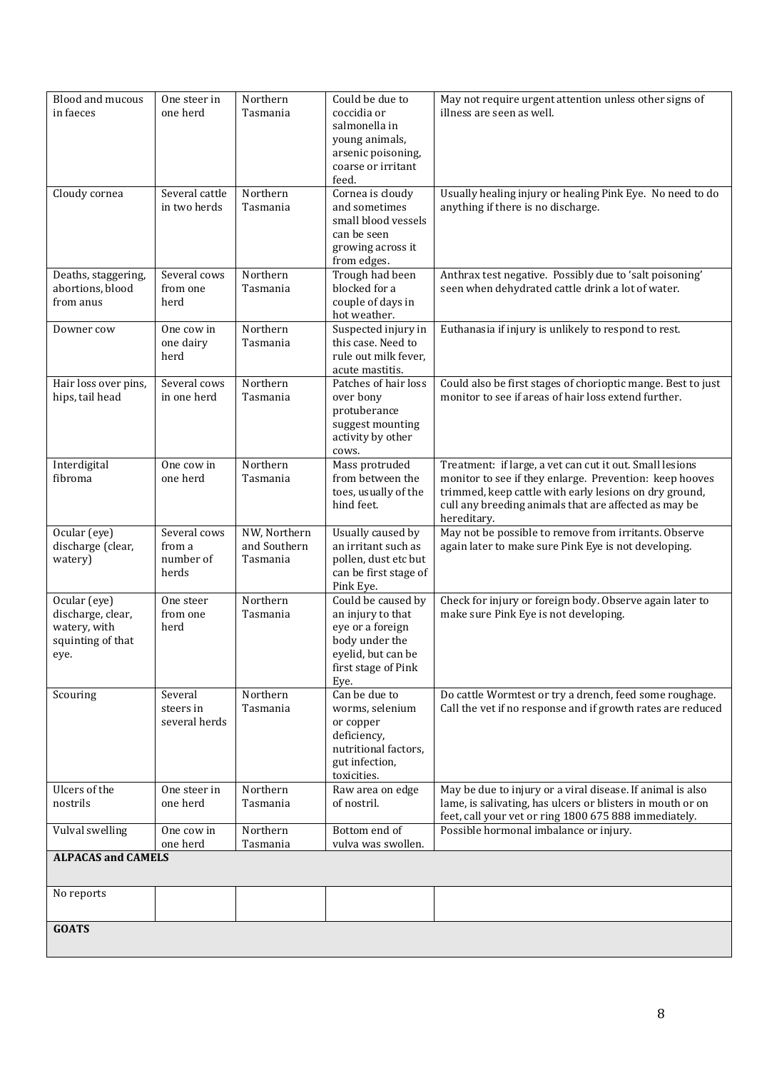| Blood and mucous in faeces | One steer in one herd | Northern Tasmania | Could be due to coccidia or salmonella in young animals, arsenic poisoning, coarse or irritant feed. | May not require urgent attention unless other signs of illness are seen as well. |
|---|---|---|---|---|
| Cloudy cornea | Several cattle in two herds | Northern Tasmania | Cornea is cloudy and sometimes small blood vessels can be seen growing across it from edges. | Usually healing injury or healing Pink Eye. No need to do anything if there is no discharge. |
| Deaths, staggering, abortions, blood from anus | Several cows from one herd | Northern Tasmania | Trough had been blocked for a couple of days in hot weather. | Anthrax test negative. Possibly due to 'salt poisoning' seen when dehydrated cattle drink a lot of water. |
| Downer cow | One cow in one dairy herd | Northern Tasmania | Suspected injury in this case. Need to rule out milk fever, acute mastitis. | Euthanasia if injury is unlikely to respond to rest. |
| Hair loss over pins, hips, tail head | Several cows in one herd | Northern Tasmania | Patches of hair loss over bony protuberance suggest mounting activity by other cows. | Could also be first stages of chorioptic mange. Best to just monitor to see if areas of hair loss extend further. |
| Interdigital fibroma | One cow in one herd | Northern Tasmania | Mass protruded from between the toes, usually of the hind feet. | Treatment: if large, a vet can cut it out. Small lesions monitor to see if they enlarge. Prevention: keep hooves trimmed, keep cattle with early lesions on dry ground, cull any breeding animals that are affected as may be hereditary. |
| Ocular (eye) discharge (clear, watery) | Several cows from a number of herds | NW, Northern and Southern Tasmania | Usually caused by an irritant such as pollen, dust etc but can be first stage of Pink Eye. | May not be possible to remove from irritants. Observe again later to make sure Pink Eye is not developing. |
| Ocular (eye) discharge, clear, watery, with squinting of that eye. | One steer from one herd | Northern Tasmania | Could be caused by an injury to that eye or a foreign body under the eyelid, but can be first stage of Pink Eye. | Check for injury or foreign body. Observe again later to make sure Pink Eye is not developing. |
| Scouring | Several steers in several herds | Northern Tasmania | Can be due to worms, selenium or copper deficiency, nutritional factors, gut infection, toxicities. | Do cattle Wormtest or try a drench, feed some roughage. Call the vet if no response and if growth rates are reduced |
| Ulcers of the nostrils | One steer in one herd | Northern Tasmania | Raw area on edge of nostril. | May be due to injury or a viral disease. If animal is also lame, is salivating, has ulcers or blisters in mouth or on feet, call your vet or ring 1800 675 888 immediately. |
| Vulval swelling | One cow in one herd | Northern Tasmania | Bottom end of vulva was swollen. | Possible hormonal imbalance or injury. |
| **ALPACAS and CAMELS** | | | | |
| No reports | | | | |
| **GOATS** | | | | |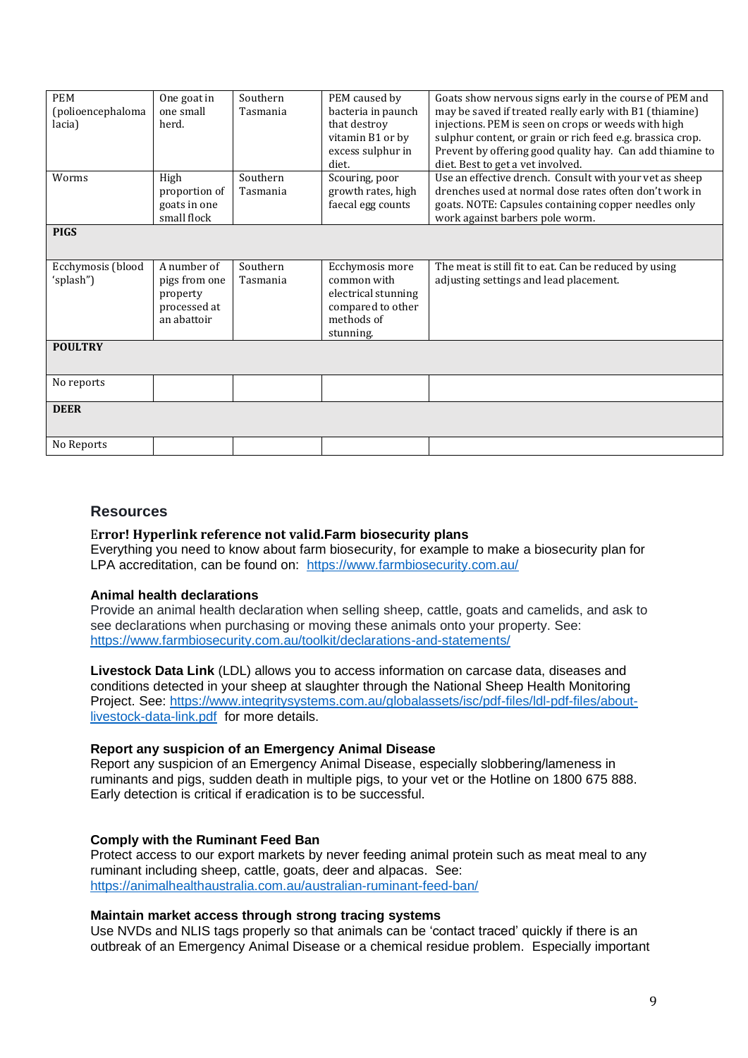| | | | | |
|---|---|---|---|---|
| PEM (polioencephalomalacia) | One goat in one small herd. | Southern Tasmania | PEM caused by bacteria in paunch that destroy vitamin B1 or by excess sulphur in diet. | Goats show nervous signs early in the course of PEM and may be saved if treated really early with B1 (thiamine) injections. PEM is seen on crops or weeds with high sulphur content, or grain or rich feed e.g. brassica crop. Prevent by offering good quality hay. Can add thiamine to diet. Best to get a vet involved. |
| Worms | High proportion of goats in one small flock | Southern Tasmania | Scouring, poor growth rates, high faecal egg counts | Use an effective drench. Consult with your vet as sheep drenches used at normal dose rates often don't work in goats. NOTE: Capsules containing copper needles only work against barbers pole worm. |
| **PIGS** | | | | |
| Ecchymosis (blood 'splash") | A number of pigs from one property processed at an abattoir | Southern Tasmania | Ecchymosis more common with electrical stunning compared to other methods of stunning. | The meat is still fit to eat. Can be reduced by using adjusting settings and lead placement. |
| **POULTRY** | | | | |
| No reports | | | | |
| **DEER** | | | | |
| No Reports | | | | |

## Resources

**Error! Hyperlink reference not valid.Farm biosecurity plans**
Everything you need to know about farm biosecurity, for example to make a biosecurity plan for LPA accreditation, can be found on: https://www.farmbiosecurity.com.au/

**Animal health declarations**
Provide an animal health declaration when selling sheep, cattle, goats and camelids, and ask to see declarations when purchasing or moving these animals onto your property. See: https://www.farmbiosecurity.com.au/toolkit/declarations-and-statements/

**Livestock Data Link** (LDL) allows you to access information on carcase data, diseases and conditions detected in your sheep at slaughter through the National Sheep Health Monitoring Project. See: https://www.integritysystems.com.au/globalassets/isc/pdf-files/ldl-pdf-files/about-livestock-data-link.pdf for more details.

**Report any suspicion of an Emergency Animal Disease**
Report any suspicion of an Emergency Animal Disease, especially slobbering/lameness in ruminants and pigs, sudden death in multiple pigs, to your vet or the Hotline on 1800 675 888. Early detection is critical if eradication is to be successful.

**Comply with the Ruminant Feed Ban**
Protect access to our export markets by never feeding animal protein such as meat meal to any ruminant including sheep, cattle, goats, deer and alpacas. See: https://animalhealthaustralia.com.au/australian-ruminant-feed-ban/

**Maintain market access through strong tracing systems**
Use NVDs and NLIS tags properly so that animals can be 'contact traced' quickly if there is an outbreak of an Emergency Animal Disease or a chemical residue problem. Especially important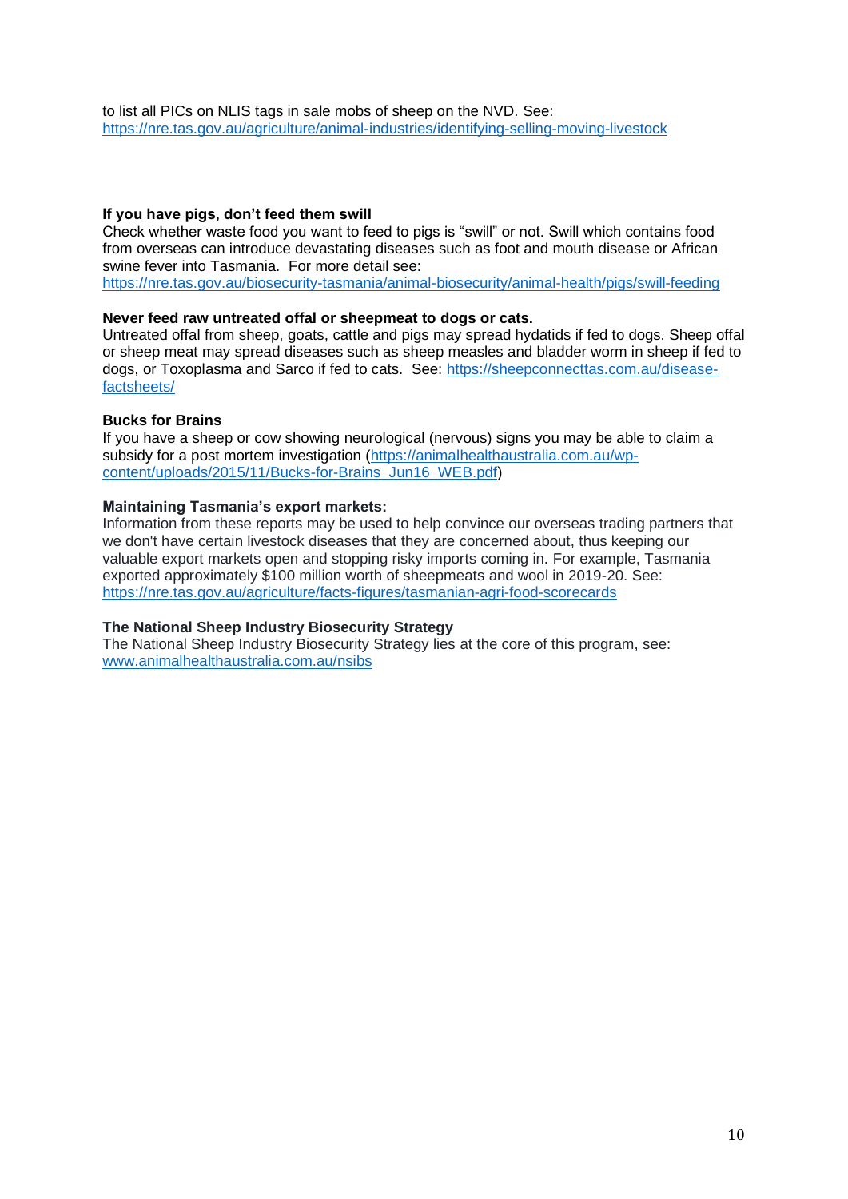to list all PICs on NLIS tags in sale mobs of sheep on the NVD. See: https://nre.tas.gov.au/agriculture/animal-industries/identifying-selling-moving-livestock

**If you have pigs, don't feed them swill**

Check whether waste food you want to feed to pigs is "swill" or not. Swill which contains food from overseas can introduce devastating diseases such as foot and mouth disease or African swine fever into Tasmania. For more detail see: https://nre.tas.gov.au/biosecurity-tasmania/animal-biosecurity/animal-health/pigs/swill-feeding

**Never feed raw untreated offal or sheepmeat to dogs or cats.**

Untreated offal from sheep, goats, cattle and pigs may spread hydatids if fed to dogs. Sheep offal or sheep meat may spread diseases such as sheep measles and bladder worm in sheep if fed to dogs, or Toxoplasma and Sarco if fed to cats. See: https://sheepconnecttas.com.au/disease-factsheets/

**Bucks for Brains**

If you have a sheep or cow showing neurological (nervous) signs you may be able to claim a subsidy for a post mortem investigation (https://animalhealthaustralia.com.au/wp-content/uploads/2015/11/Bucks-for-Brains_Jun16_WEB.pdf)

**Maintaining Tasmania's export markets:**

Information from these reports may be used to help convince our overseas trading partners that we don't have certain livestock diseases that they are concerned about, thus keeping our valuable export markets open and stopping risky imports coming in. For example, Tasmania exported approximately $100 million worth of sheepmeats and wool in 2019-20. See: https://nre.tas.gov.au/agriculture/facts-figures/tasmanian-agri-food-scorecards

**The National Sheep Industry Biosecurity Strategy**

The National Sheep Industry Biosecurity Strategy lies at the core of this program, see: www.animalhealthaustralia.com.au/nsibs